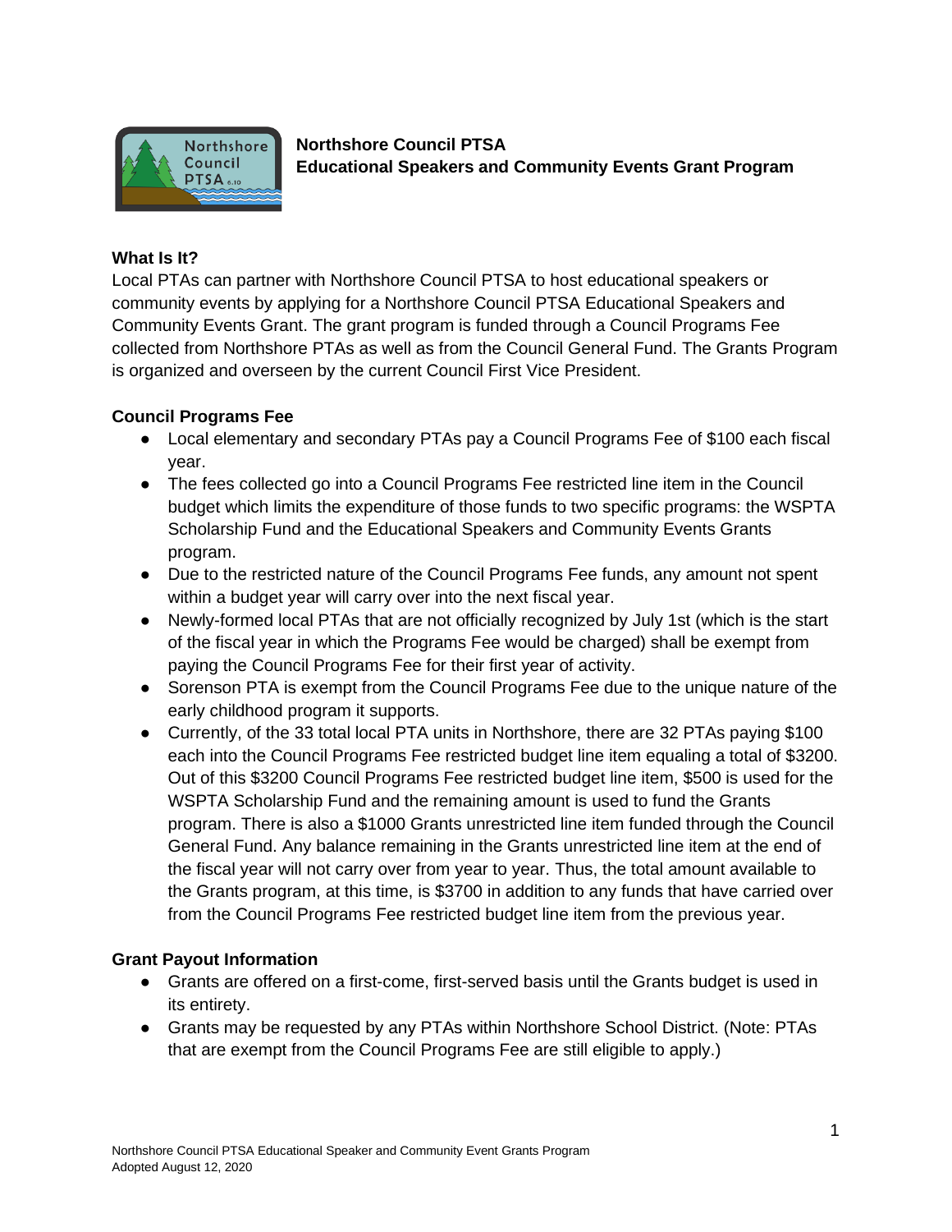**Northshore Council PTSA**
**Educational Speakers and Community Events Grant Program**

### What Is It?

Local PTAs can partner with Northshore Council PTSA to host educational speakers or community events by applying for a Northshore Council PTSA Educational Speakers and Community Events Grant. The grant program is funded through a Council Programs Fee collected from Northshore PTAs as well as from the Council General Fund. The Grants Program is organized and overseen by the current Council First Vice President.

### Council Programs Fee

- Local elementary and secondary PTAs pay a Council Programs Fee of $100 each fiscal year.
- The fees collected go into a Council Programs Fee restricted line item in the Council budget which limits the expenditure of those funds to two specific programs: the WSPTA Scholarship Fund and the Educational Speakers and Community Events Grants program.
- Due to the restricted nature of the Council Programs Fee funds, any amount not spent within a budget year will carry over into the next fiscal year.
- Newly-formed local PTAs that are not officially recognized by July 1st (which is the start of the fiscal year in which the Programs Fee would be charged) shall be exempt from paying the Council Programs Fee for their first year of activity.
- Sorenson PTA is exempt from the Council Programs Fee due to the unique nature of the early childhood program it supports.
- Currently, of the 33 total local PTA units in Northshore, there are 32 PTAs paying $100 each into the Council Programs Fee restricted budget line item equaling a total of $3200. Out of this $3200 Council Programs Fee restricted budget line item, $500 is used for the WSPTA Scholarship Fund and the remaining amount is used to fund the Grants program. There is also a $1000 Grants unrestricted line item funded through the Council General Fund. Any balance remaining in the Grants unrestricted line item at the end of the fiscal year will not carry over from year to year. Thus, the total amount available to the Grants program, at this time, is $3700 in addition to any funds that have carried over from the Council Programs Fee restricted budget line item from the previous year.

### Grant Payout Information

- Grants are offered on a first-come, first-served basis until the Grants budget is used in its entirety.
- Grants may be requested by any PTAs within Northshore School District. (Note: PTAs that are exempt from the Council Programs Fee are still eligible to apply.)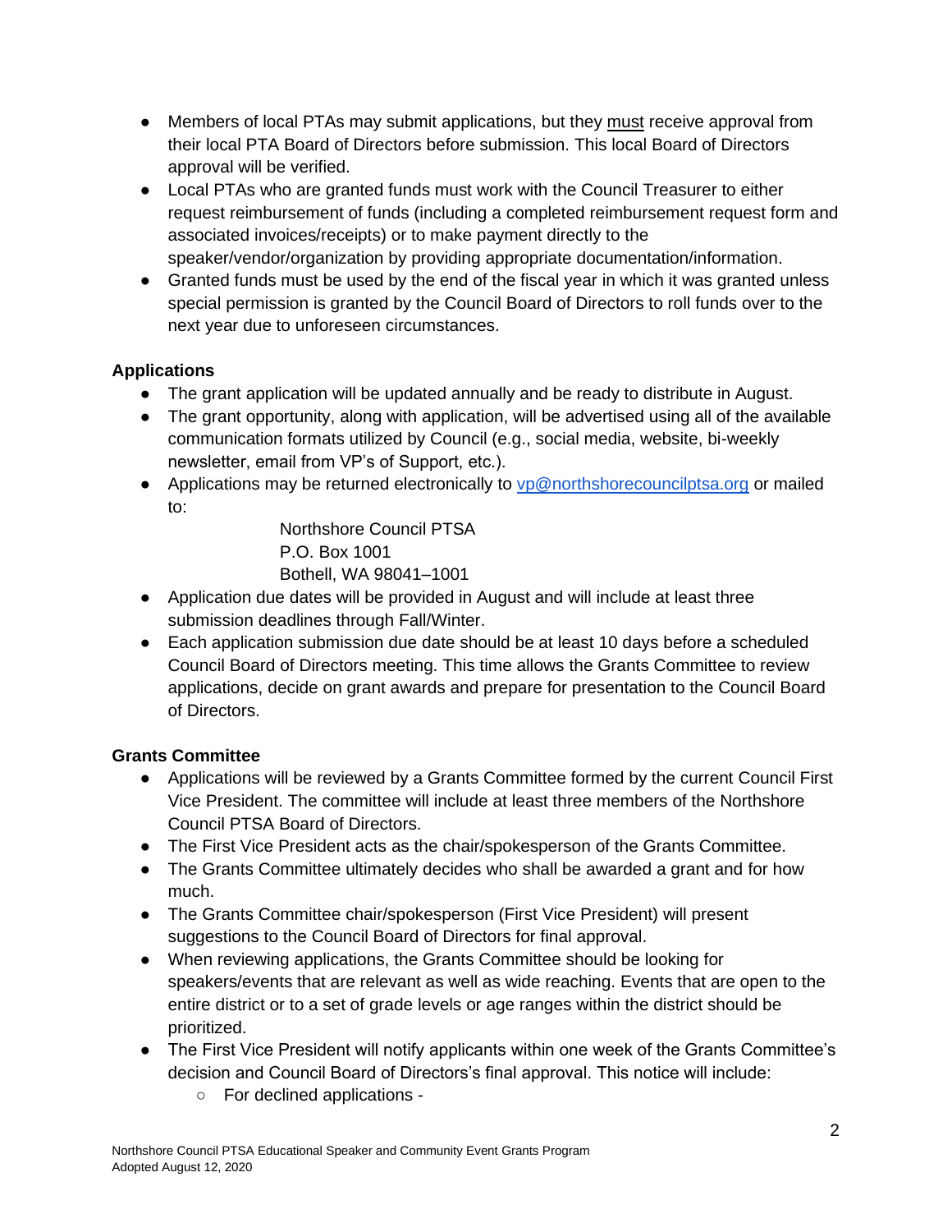- Members of local PTAs may submit applications, but they must receive approval from their local PTA Board of Directors before submission. This local Board of Directors approval will be verified.
- Local PTAs who are granted funds must work with the Council Treasurer to either request reimbursement of funds (including a completed reimbursement request form and associated invoices/receipts) or to make payment directly to the speaker/vendor/organization by providing appropriate documentation/information.
- Granted funds must be used by the end of the fiscal year in which it was granted unless special permission is granted by the Council Board of Directors to roll funds over to the next year due to unforeseen circumstances.

**Applications**

- The grant application will be updated annually and be ready to distribute in August.
- The grant opportunity, along with application, will be advertised using all of the available communication formats utilized by Council (e.g., social media, website, bi-weekly newsletter, email from VP's of Support, etc.).
- Applications may be returned electronically to vp@northshorecouncilptsa.org or mailed to:

  Northshore Council PTSA
  P.O. Box 1001
  Bothell, WA 98041–1001
- Application due dates will be provided in August and will include at least three submission deadlines through Fall/Winter.
- Each application submission due date should be at least 10 days before a scheduled Council Board of Directors meeting. This time allows the Grants Committee to review applications, decide on grant awards and prepare for presentation to the Council Board of Directors.

**Grants Committee**

- Applications will be reviewed by a Grants Committee formed by the current Council First Vice President. The committee will include at least three members of the Northshore Council PTSA Board of Directors.
- The First Vice President acts as the chair/spokesperson of the Grants Committee.
- The Grants Committee ultimately decides who shall be awarded a grant and for how much.
- The Grants Committee chair/spokesperson (First Vice President) will present suggestions to the Council Board of Directors for final approval.
- When reviewing applications, the Grants Committee should be looking for speakers/events that are relevant as well as wide reaching. Events that are open to the entire district or to a set of grade levels or age ranges within the district should be prioritized.
- The First Vice President will notify applicants within one week of the Grants Committee's decision and Council Board of Directors's final approval. This notice will include:
  - For declined applications -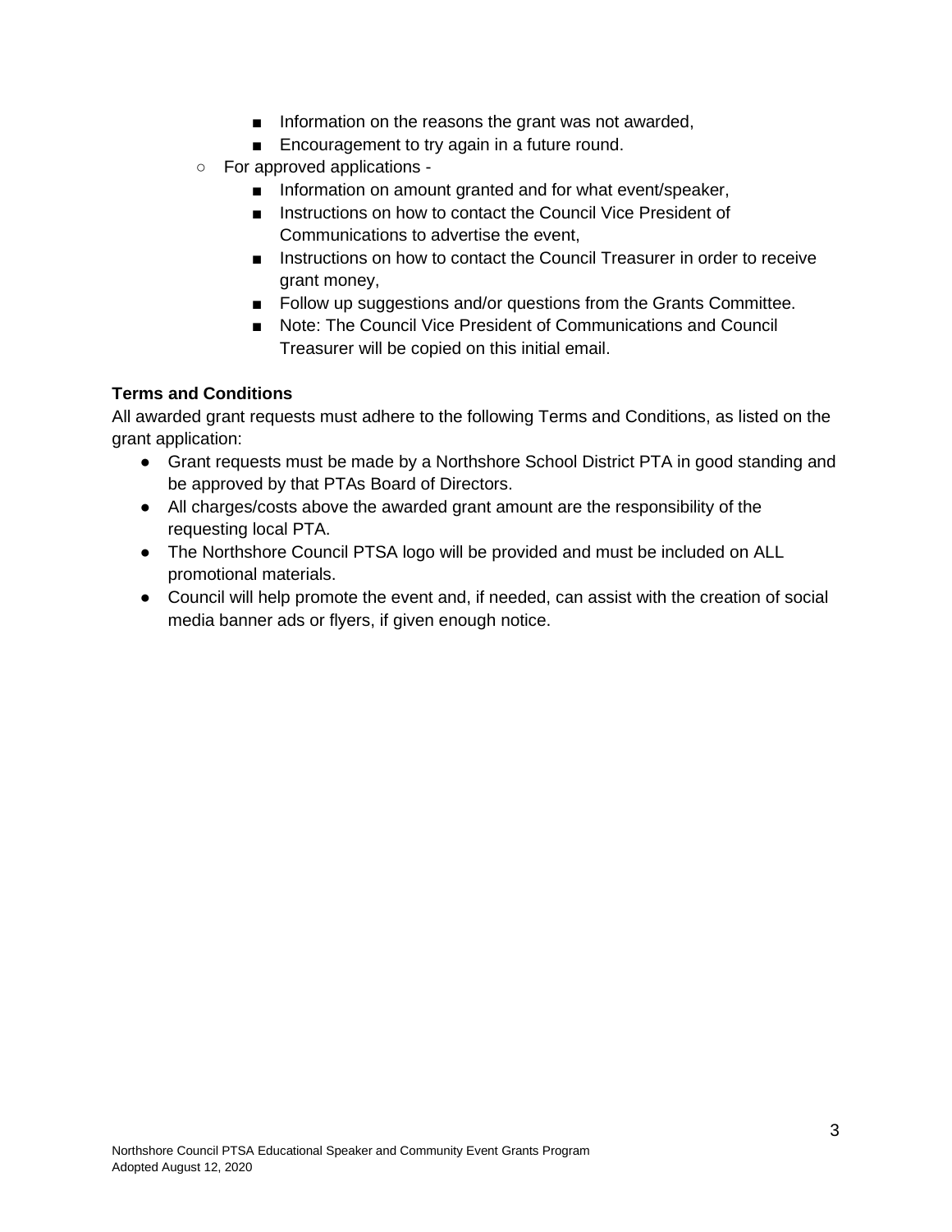- Information on the reasons the grant was not awarded,
        - Encouragement to try again in a future round.
    - For approved applications -
        - Information on amount granted and for what event/speaker,
        - Instructions on how to contact the Council Vice President of Communications to advertise the event,
        - Instructions on how to contact the Council Treasurer in order to receive grant money,
        - Follow up suggestions and/or questions from the Grants Committee.
        - Note: The Council Vice President of Communications and Council Treasurer will be copied on this initial email.

**Terms and Conditions**

All awarded grant requests must adhere to the following Terms and Conditions, as listed on the grant application:

- Grant requests must be made by a Northshore School District PTA in good standing and be approved by that PTAs Board of Directors.
- All charges/costs above the awarded grant amount are the responsibility of the requesting local PTA.
- The Northshore Council PTSA logo will be provided and must be included on ALL promotional materials.
- Council will help promote the event and, if needed, can assist with the creation of social media banner ads or flyers, if given enough notice.